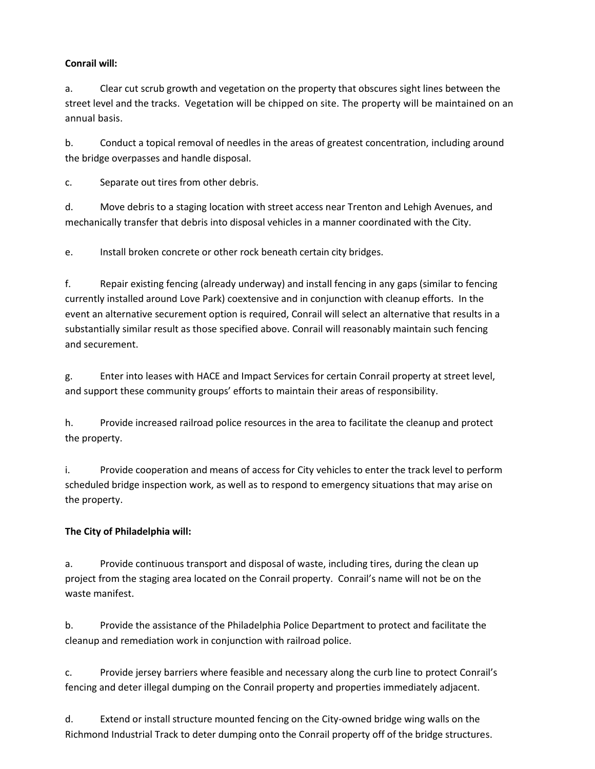**Conrail will:**

a. Clear cut scrub growth and vegetation on the property that obscures sight lines between the street level and the tracks. Vegetation will be chipped on site. The property will be maintained on an annual basis.

b. Conduct a topical removal of needles in the areas of greatest concentration, including around the bridge overpasses and handle disposal.

c. Separate out tires from other debris.

d. Move debris to a staging location with street access near Trenton and Lehigh Avenues, and mechanically transfer that debris into disposal vehicles in a manner coordinated with the City.

e. Install broken concrete or other rock beneath certain city bridges.

f. Repair existing fencing (already underway) and install fencing in any gaps (similar to fencing currently installed around Love Park) coextensive and in conjunction with cleanup efforts. In the event an alternative securement option is required, Conrail will select an alternative that results in a substantially similar result as those specified above. Conrail will reasonably maintain such fencing and securement.

g. Enter into leases with HACE and Impact Services for certain Conrail property at street level, and support these community groups' efforts to maintain their areas of responsibility.

h. Provide increased railroad police resources in the area to facilitate the cleanup and protect the property.

i. Provide cooperation and means of access for City vehicles to enter the track level to perform scheduled bridge inspection work, as well as to respond to emergency situations that may arise on the property.

**The City of Philadelphia will:**

a. Provide continuous transport and disposal of waste, including tires, during the clean up project from the staging area located on the Conrail property. Conrail's name will not be on the waste manifest.

b. Provide the assistance of the Philadelphia Police Department to protect and facilitate the cleanup and remediation work in conjunction with railroad police.

c. Provide jersey barriers where feasible and necessary along the curb line to protect Conrail's fencing and deter illegal dumping on the Conrail property and properties immediately adjacent.

d. Extend or install structure mounted fencing on the City-owned bridge wing walls on the Richmond Industrial Track to deter dumping onto the Conrail property off of the bridge structures.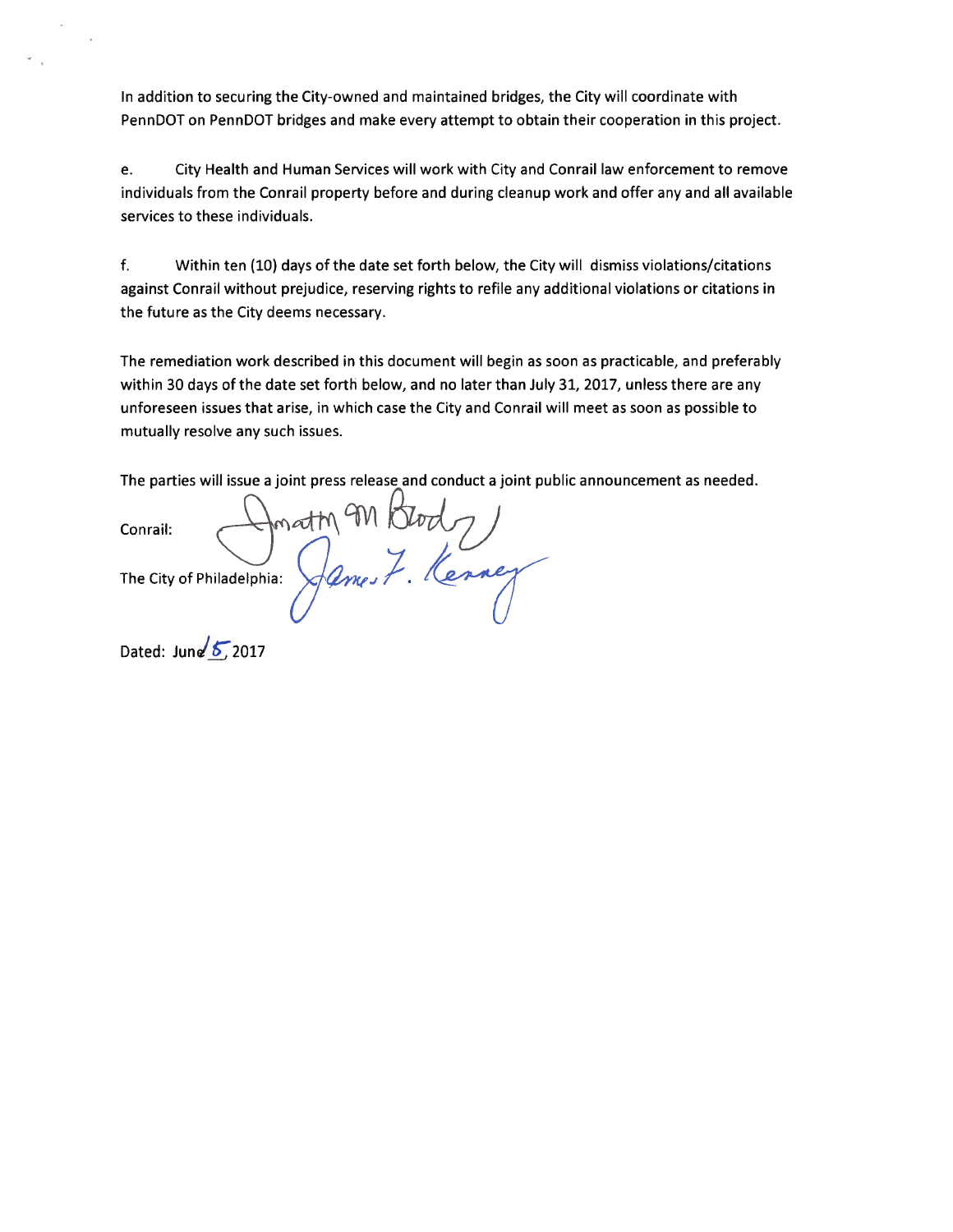In addition to securing the City-owned and maintained bridges, the City will coordinate with PennDOT on PennDOT bridges and make every attempt to obtain their cooperation in this project.

e. City Health and Human Services will work with City and Conrail law enforcement to remove individuals from the Conrail property before and during cleanup work and offer any and all available services to these individuals.

f. Within ten (10) days of the date set forth below, the City will dismiss violations/citations against Conrail without prejudice, reserving rights to refile any additional violations or citations in the future as the City deems necessary.

The remediation work described in this document will begin as soon as practicable, and preferably within 30 days of the date set forth below, and no later than July 31, 2017, unless there are any unforeseen issues that arise, in which case the City and Conrail will meet as soon as possible to mutually resolve any such issues.

The parties will issue a joint press release and conduct a joint public announcement as needed.

Conrail: Jonathan M Broder

The City of Philadelphia: James F. Kenney

Dated: June 5, 2017